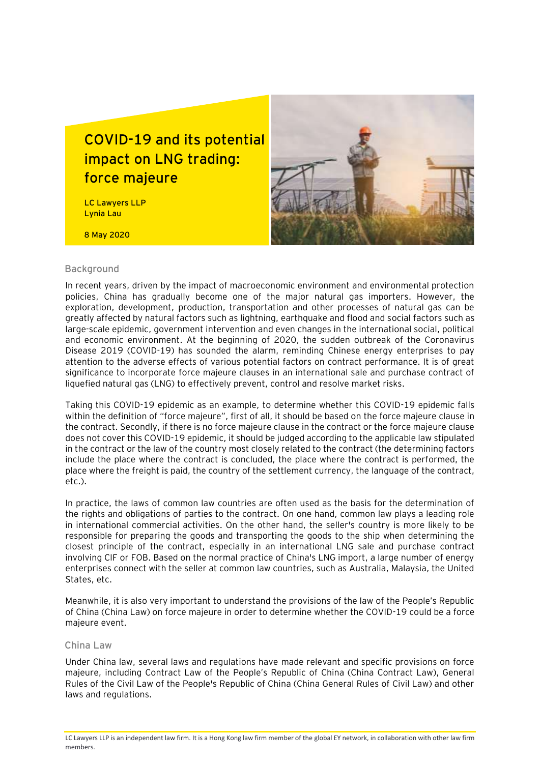# COVID-19 and its potential impact on LNG trading: force majeure

**LC Lawyers LLP**
**Lynia Lau**

**8 May 2020**

## Background

In recent years, driven by the impact of macroeconomic environment and environmental protection policies, China has gradually become one of the major natural gas importers. However, the exploration, development, production, transportation and other processes of natural gas can be greatly affected by natural factors such as lightning, earthquake and flood and social factors such as large-scale epidemic, government intervention and even changes in the international social, political and economic environment. At the beginning of 2020, the sudden outbreak of the Coronavirus Disease 2019 (COVID-19) has sounded the alarm, reminding Chinese energy enterprises to pay attention to the adverse effects of various potential factors on contract performance. It is of great significance to incorporate force majeure clauses in an international sale and purchase contract of liquefied natural gas (LNG) to effectively prevent, control and resolve market risks.

Taking this COVID-19 epidemic as an example, to determine whether this COVID-19 epidemic falls within the definition of "force majeure", first of all, it should be based on the force majeure clause in the contract. Secondly, if there is no force majeure clause in the contract or the force majeure clause does not cover this COVID-19 epidemic, it should be judged according to the applicable law stipulated in the contract or the law of the country most closely related to the contract (the determining factors include the place where the contract is concluded, the place where the contract is performed, the place where the freight is paid, the country of the settlement currency, the language of the contract, etc.).

In practice, the laws of common law countries are often used as the basis for the determination of the rights and obligations of parties to the contract. On one hand, common law plays a leading role in international commercial activities. On the other hand, the seller's country is more likely to be responsible for preparing the goods and transporting the goods to the ship when determining the closest principle of the contract, especially in an international LNG sale and purchase contract involving CIF or FOB. Based on the normal practice of China's LNG import, a large number of energy enterprises connect with the seller at common law countries, such as Australia, Malaysia, the United States, etc.

Meanwhile, it is also very important to understand the provisions of the law of the People's Republic of China (China Law) on force majeure in order to determine whether the COVID-19 could be a force majeure event.

## China Law

Under China law, several laws and regulations have made relevant and specific provisions on force majeure, including Contract Law of the People's Republic of China (China Contract Law), General Rules of the Civil Law of the People's Republic of China (China General Rules of Civil Law) and other laws and regulations.

LC Lawyers LLP is an independent law firm. It is a Hong Kong law firm member of the global EY network, in collaboration with other law firm members.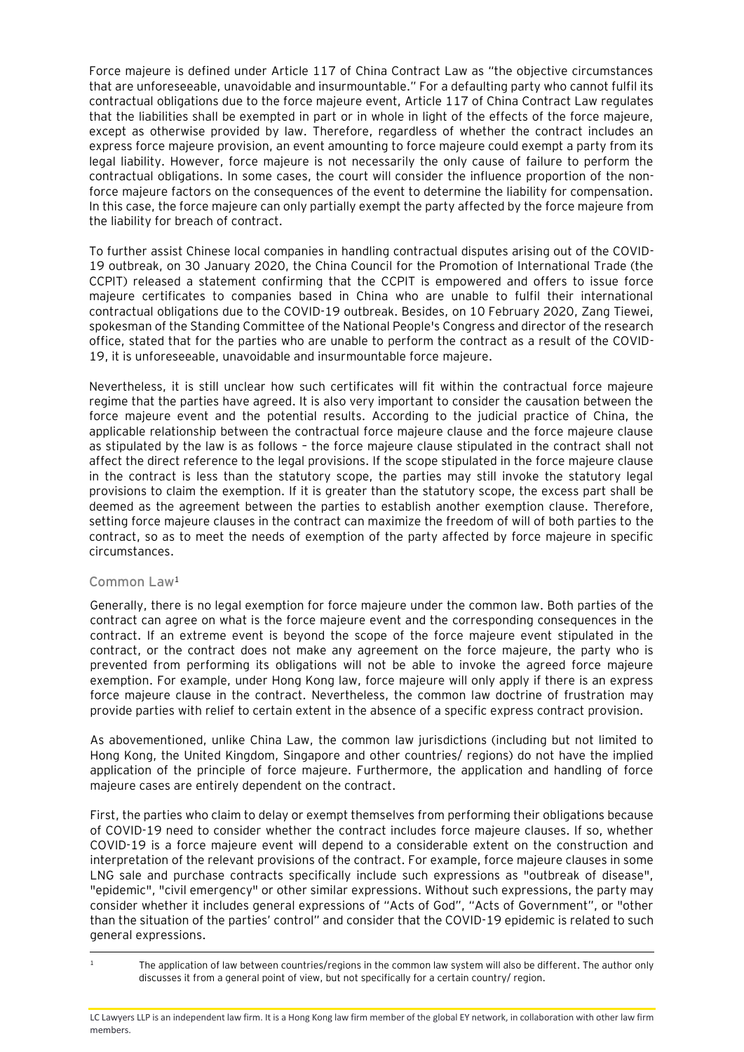Force majeure is defined under Article 117 of China Contract Law as "the objective circumstances that are unforeseeable, unavoidable and insurmountable." For a defaulting party who cannot fulfil its contractual obligations due to the force majeure event, Article 117 of China Contract Law regulates that the liabilities shall be exempted in part or in whole in light of the effects of the force majeure, except as otherwise provided by law. Therefore, regardless of whether the contract includes an express force majeure provision, an event amounting to force majeure could exempt a party from its legal liability. However, force majeure is not necessarily the only cause of failure to perform the contractual obligations. In some cases, the court will consider the influence proportion of the non-force majeure factors on the consequences of the event to determine the liability for compensation. In this case, the force majeure can only partially exempt the party affected by the force majeure from the liability for breach of contract.

To further assist Chinese local companies in handling contractual disputes arising out of the COVID-19 outbreak, on 30 January 2020, the China Council for the Promotion of International Trade (the CCPIT) released a statement confirming that the CCPIT is empowered and offers to issue force majeure certificates to companies based in China who are unable to fulfil their international contractual obligations due to the COVID-19 outbreak. Besides, on 10 February 2020, Zang Tiewei, spokesman of the Standing Committee of the National People's Congress and director of the research office, stated that for the parties who are unable to perform the contract as a result of the COVID-19, it is unforeseeable, unavoidable and insurmountable force majeure.

Nevertheless, it is still unclear how such certificates will fit within the contractual force majeure regime that the parties have agreed. It is also very important to consider the causation between the force majeure event and the potential results. According to the judicial practice of China, the applicable relationship between the contractual force majeure clause and the force majeure clause as stipulated by the law is as follows – the force majeure clause stipulated in the contract shall not affect the direct reference to the legal provisions. If the scope stipulated in the force majeure clause in the contract is less than the statutory scope, the parties may still invoke the statutory legal provisions to claim the exemption. If it is greater than the statutory scope, the excess part shall be deemed as the agreement between the parties to establish another exemption clause. Therefore, setting force majeure clauses in the contract can maximize the freedom of will of both parties to the contract, so as to meet the needs of exemption of the party affected by force majeure in specific circumstances.

### Common Law[1]

Generally, there is no legal exemption for force majeure under the common law. Both parties of the contract can agree on what is the force majeure event and the corresponding consequences in the contract. If an extreme event is beyond the scope of the force majeure event stipulated in the contract, or the contract does not make any agreement on the force majeure, the party who is prevented from performing its obligations will not be able to invoke the agreed force majeure exemption. For example, under Hong Kong law, force majeure will only apply if there is an express force majeure clause in the contract. Nevertheless, the common law doctrine of frustration may provide parties with relief to certain extent in the absence of a specific express contract provision.

As abovementioned, unlike China Law, the common law jurisdictions (including but not limited to Hong Kong, the United Kingdom, Singapore and other countries/ regions) do not have the implied application of the principle of force majeure. Furthermore, the application and handling of force majeure cases are entirely dependent on the contract.

First, the parties who claim to delay or exempt themselves from performing their obligations because of COVID-19 need to consider whether the contract includes force majeure clauses. If so, whether COVID-19 is a force majeure event will depend to a considerable extent on the construction and interpretation of the relevant provisions of the contract. For example, force majeure clauses in some LNG sale and purchase contracts specifically include such expressions as "outbreak of disease", "epidemic", "civil emergency" or other similar expressions. Without such expressions, the party may consider whether it includes general expressions of "Acts of God", "Acts of Government", or "other than the situation of the parties' control" and consider that the COVID-19 epidemic is related to such general expressions.

[1] The application of law between countries/regions in the common law system will also be different. The author only discusses it from a general point of view, but not specifically for a certain country/ region.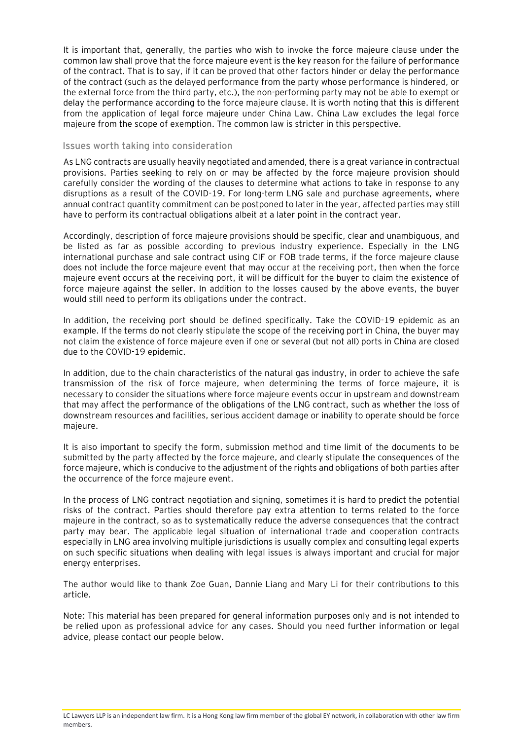It is important that, generally, the parties who wish to invoke the force majeure clause under the common law shall prove that the force majeure event is the key reason for the failure of performance of the contract. That is to say, if it can be proved that other factors hinder or delay the performance of the contract (such as the delayed performance from the party whose performance is hindered, or the external force from the third party, etc.), the non-performing party may not be able to exempt or delay the performance according to the force majeure clause. It is worth noting that this is different from the application of legal force majeure under China Law. China Law excludes the legal force majeure from the scope of exemption. The common law is stricter in this perspective.

## Issues worth taking into consideration

As LNG contracts are usually heavily negotiated and amended, there is a great variance in contractual provisions. Parties seeking to rely on or may be affected by the force majeure provision should carefully consider the wording of the clauses to determine what actions to take in response to any disruptions as a result of the COVID-19. For long-term LNG sale and purchase agreements, where annual contract quantity commitment can be postponed to later in the year, affected parties may still have to perform its contractual obligations albeit at a later point in the contract year.

Accordingly, description of force majeure provisions should be specific, clear and unambiguous, and be listed as far as possible according to previous industry experience. Especially in the LNG international purchase and sale contract using CIF or FOB trade terms, if the force majeure clause does not include the force majeure event that may occur at the receiving port, then when the force majeure event occurs at the receiving port, it will be difficult for the buyer to claim the existence of force majeure against the seller. In addition to the losses caused by the above events, the buyer would still need to perform its obligations under the contract.

In addition, the receiving port should be defined specifically. Take the COVID-19 epidemic as an example. If the terms do not clearly stipulate the scope of the receiving port in China, the buyer may not claim the existence of force majeure even if one or several (but not all) ports in China are closed due to the COVID-19 epidemic.

In addition, due to the chain characteristics of the natural gas industry, in order to achieve the safe transmission of the risk of force majeure, when determining the terms of force majeure, it is necessary to consider the situations where force majeure events occur in upstream and downstream that may affect the performance of the obligations of the LNG contract, such as whether the loss of downstream resources and facilities, serious accident damage or inability to operate should be force majeure.

It is also important to specify the form, submission method and time limit of the documents to be submitted by the party affected by the force majeure, and clearly stipulate the consequences of the force majeure, which is conducive to the adjustment of the rights and obligations of both parties after the occurrence of the force majeure event.

In the process of LNG contract negotiation and signing, sometimes it is hard to predict the potential risks of the contract. Parties should therefore pay extra attention to terms related to the force majeure in the contract, so as to systematically reduce the adverse consequences that the contract party may bear. The applicable legal situation of international trade and cooperation contracts especially in LNG area involving multiple jurisdictions is usually complex and consulting legal experts on such specific situations when dealing with legal issues is always important and crucial for major energy enterprises.

The author would like to thank Zoe Guan, Dannie Liang and Mary Li for their contributions to this article.

Note: This material has been prepared for general information purposes only and is not intended to be relied upon as professional advice for any cases. Should you need further information or legal advice, please contact our people below.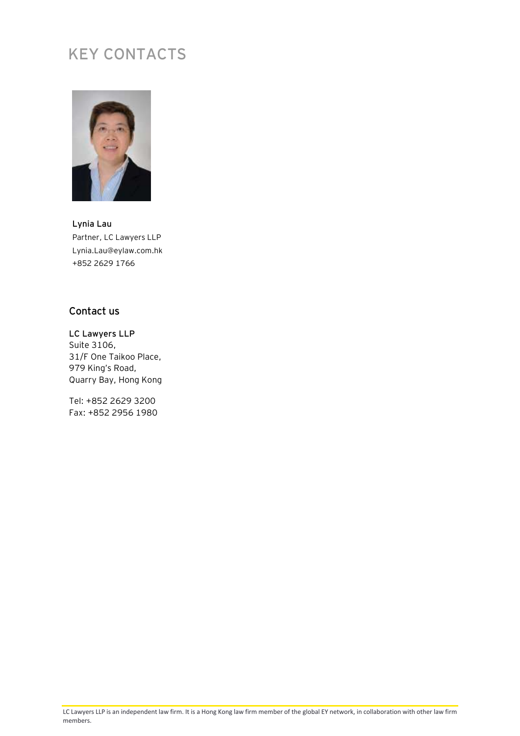# KEY CONTACTS

**Lynia Lau**
Partner, LC Lawyers LLP
Lynia.Lau@eylaw.com.hk
+852 2629 1766

## Contact us

**LC Lawyers LLP**
Suite 3106,
31/F One Taikoo Place,
979 King's Road,
Quarry Bay, Hong Kong

Tel: +852 2629 3200
Fax: +852 2956 1980

LC Lawyers LLP is an independent law firm. It is a Hong Kong law firm member of the global EY network, in collaboration with other law firm members.